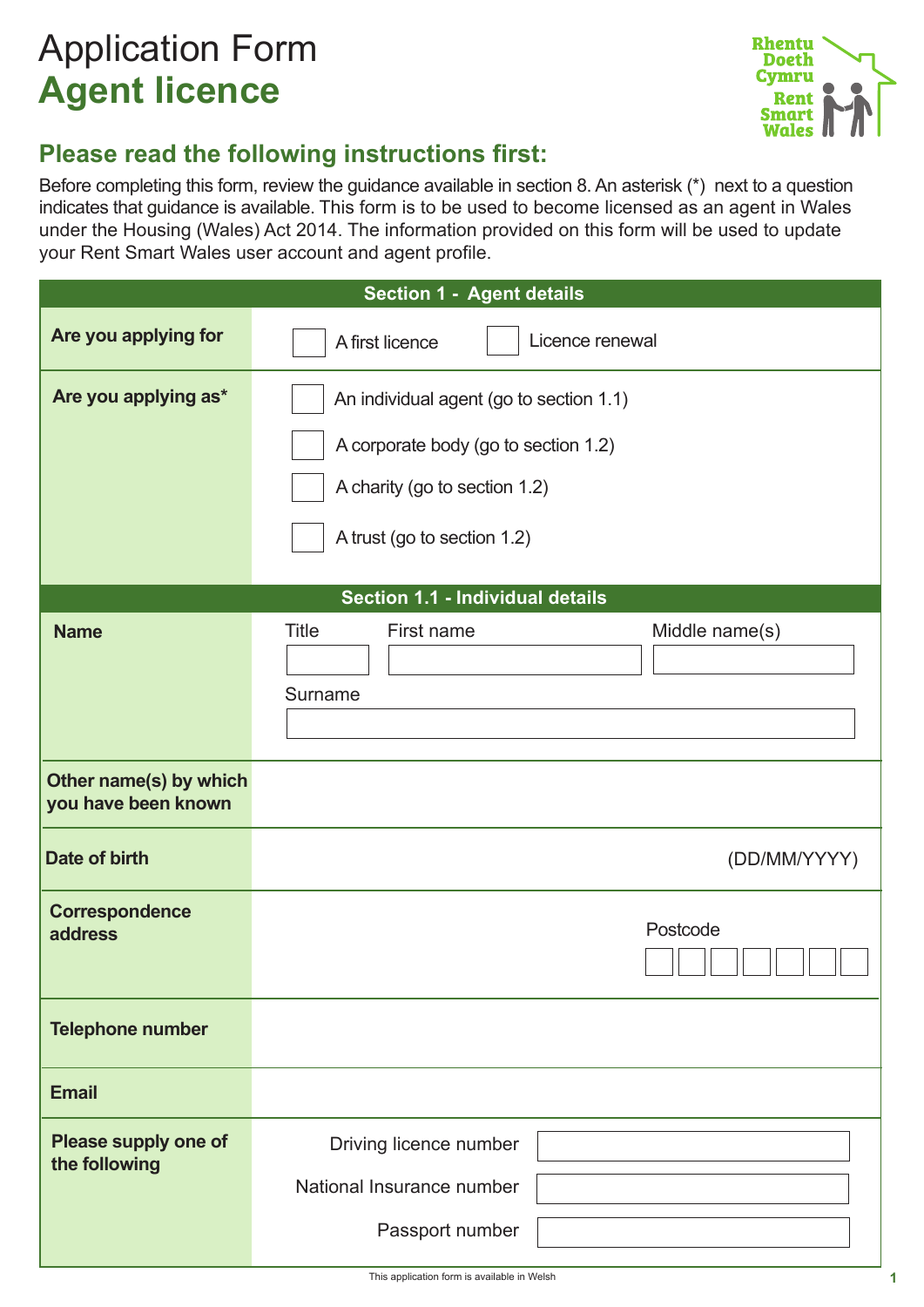# Application Form
# Agent licence

Rhentu Doeth Cymru
Rent Smart Wales

## Please read the following instructions first:

Before completing this form, review the guidance available in section 8. An asterisk (*) next to a question indicates that guidance is available. This form is to be used to become licensed as an agent in Wales under the Housing (Wales) Act 2014. The information provided on this form will be used to update your Rent Smart Wales user account and agent profile.

| Section 1 - Agent details | |
|---|---|
| **Are you applying for** | ☐ A first licence ☐ Licence renewal |
| **Are you applying as*** | ☐ An individual agent (go to section 1.1)<br>☐ A corporate body (go to section 1.2)<br>☐ A charity (go to section 1.2)<br>☐ A trust (go to section 1.2) |

| Section 1.1 - Individual details | |
|---|---|
| **Name** | Title: ______ First name: ______ Middle name(s): ______<br>Surname: ______ |
| **Other name(s) by which you have been known** | |
| **Date of birth** | (DD/MM/YYYY) |
| **Correspondence address** | Postcode: ☐☐☐☐☐☐☐ |
| **Telephone number** | |
| **Email** | |
| **Please supply one of the following** | Driving licence number: ______<br>National Insurance number: ______<br>Passport number: ______ |

This application form is available in Welsh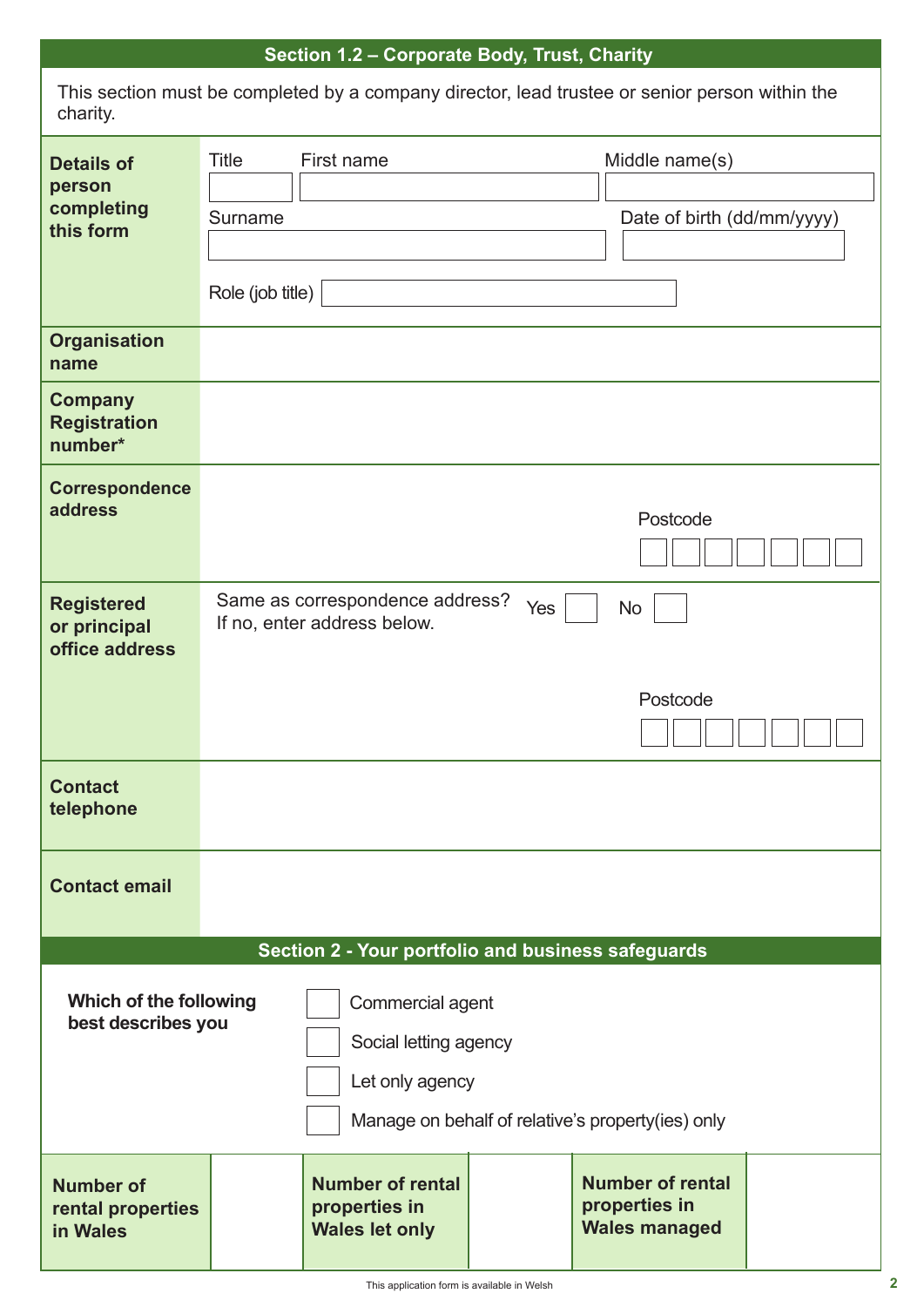## Section 1.2 – Corporate Body, Trust, Charity

This section must be completed by a company director, lead trustee or senior person within the charity.

| | |
|---|---|
| **Details of person completing this form** | Title / First name / Middle name(s)<br>Surname / Date of birth (dd/mm/yyyy)<br>Role (job title) |
| **Organisation name** | |
| **Company Registration number*** | |
| **Correspondence address** | Postcode |
| **Registered or principal office address** | Same as correspondence address? Yes ☐ No ☐<br>If no, enter address below.<br>Postcode |
| **Contact telephone** | |
| **Contact email** | |

## Section 2 - Your portfolio and business safeguards

**Which of the following best describes you**

- ☐ Commercial agent
- ☐ Social letting agency
- ☐ Let only agency
- ☐ Manage on behalf of relative's property(ies) only

| **Number of rental properties in Wales** | | **Number of rental properties in Wales let only** | | **Number of rental properties in Wales managed** | |
|---|---|---|---|---|---|

This application form is available in Welsh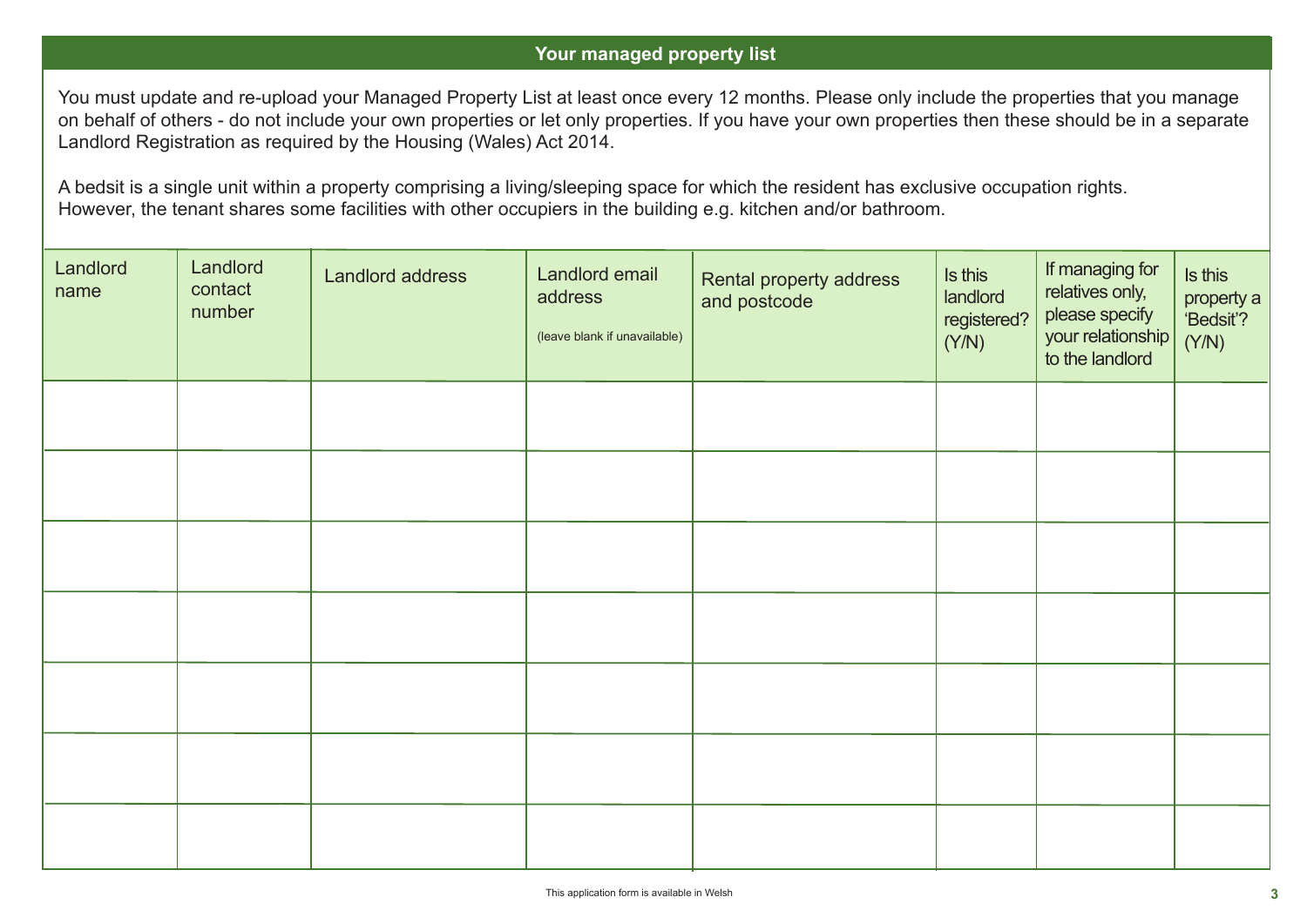## Your managed property list

You must update and re-upload your Managed Property List at least once every 12 months. Please only include the properties that you manage on behalf of others - do not include your own properties or let only properties. If you have your own properties then these should be in a separate Landlord Registration as required by the Housing (Wales) Act 2014.

A bedsit is a single unit within a property comprising a living/sleeping space for which the resident has exclusive occupation rights. However, the tenant shares some facilities with other occupiers in the building e.g. kitchen and/or bathroom.

| Landlord name | Landlord contact number | Landlord address | Landlord email address (leave blank if unavailable) | Rental property address and postcode | Is this landlord registered? (Y/N) | If managing for relatives only, please specify your relationship to the landlord | Is this property a 'Bedsit'? (Y/N) |
|---|---|---|---|---|---|---|---|
| | | | | | | | |
| | | | | | | | |
| | | | | | | | |
| | | | | | | | |
| | | | | | | | |
| | | | | | | | |
| | | | | | | | |

This application form is available in Welsh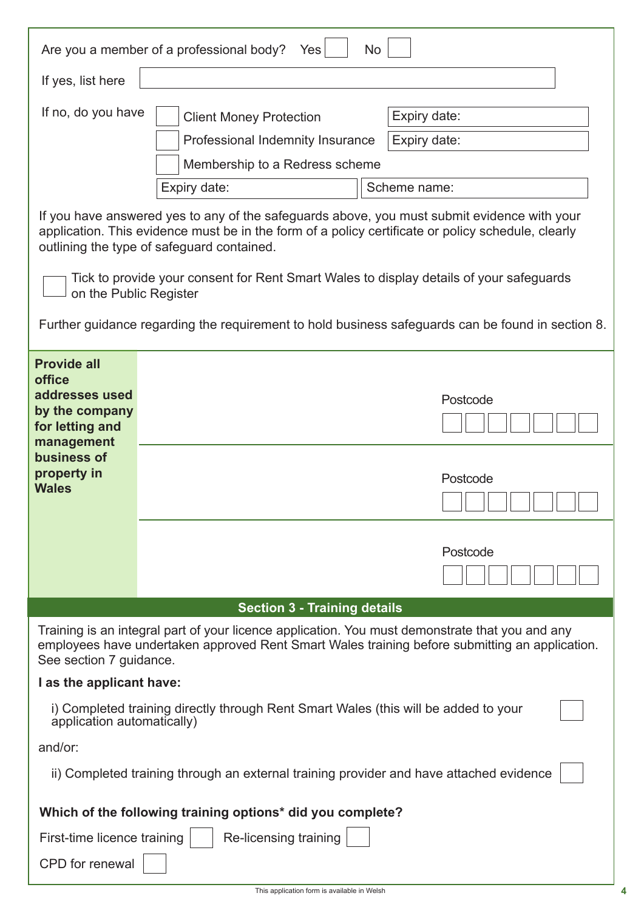Are you a member of a professional body? Yes ☐ No ☐

If yes, list here ____________________

If no, do you have

- ☐ Client Money Protection — Expiry date:
- ☐ Professional Indemnity Insurance — Expiry date:
- ☐ Membership to a Redress scheme
  - Expiry date:
  - Scheme name:

If you have answered yes to any of the safeguards above, you must submit evidence with your application. This evidence must be in the form of a policy certificate or policy schedule, clearly outlining the type of safeguard contained.

☐ Tick to provide your consent for Rent Smart Wales to display details of your safeguards on the Public Register

Further guidance regarding the requirement to hold business safeguards can be found in section 8.

| **Provide all office addresses used by the company for letting and management business of property in Wales** | | Postcode |
|---|---|---|
| | | Postcode |
| | | Postcode |

## Section 3 - Training details

Training is an integral part of your licence application. You must demonstrate that you and any employees have undertaken approved Rent Smart Wales training before submitting an application. See section 7 guidance.

**I as the applicant have:**

i) Completed training directly through Rent Smart Wales (this will be added to your application automatically) ☐

and/or:

ii) Completed training through an external training provider and have attached evidence ☐

**Which of the following training options* did you complete?**

First-time licence training ☐ Re-licensing training ☐

CPD for renewal ☐

This application form is available in Welsh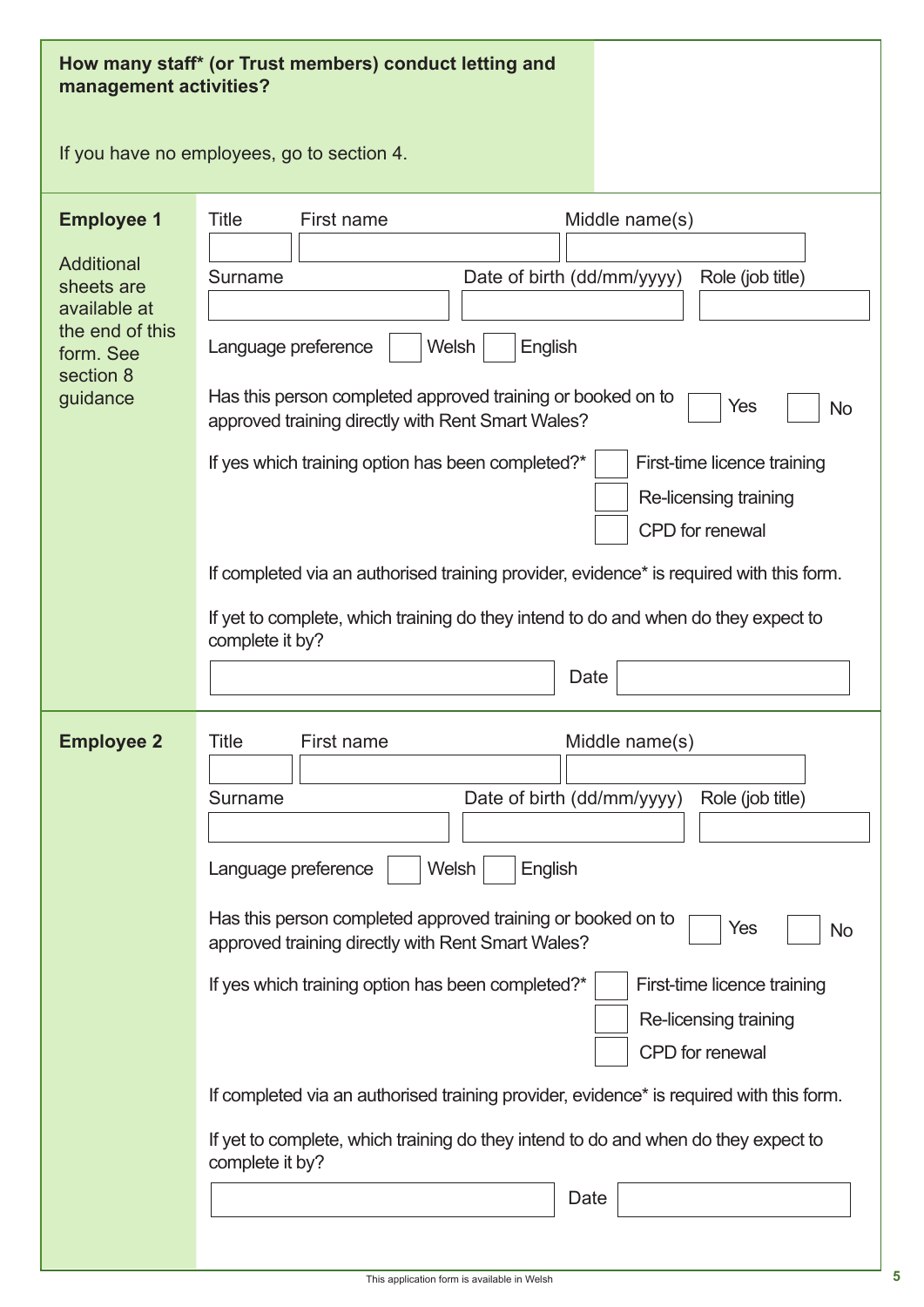**How many staff* (or Trust members) conduct letting and management activities?**

If you have no employees, go to section 4.

**Employee 1**

Additional sheets are available at the end of this form. See section 8 guidance

Title | First name | Middle name(s)

Surname | Date of birth (dd/mm/yyyy) | Role (job title)

Language preference ☐ Welsh ☐ English

Has this person completed approved training or booked on to approved training directly with Rent Smart Wales? ☐ Yes ☐ No

If yes which training option has been completed?*
- ☐ First-time licence training
- ☐ Re-licensing training
- ☐ CPD for renewal

If completed via an authorised training provider, evidence* is required with this form.

If yet to complete, which training do they intend to do and when do they expect to complete it by?

Date

**Employee 2**

Title | First name | Middle name(s)

Surname | Date of birth (dd/mm/yyyy) | Role (job title)

Language preference ☐ Welsh ☐ English

Has this person completed approved training or booked on to approved training directly with Rent Smart Wales? ☐ Yes ☐ No

If yes which training option has been completed?*
- ☐ First-time licence training
- ☐ Re-licensing training
- ☐ CPD for renewal

If completed via an authorised training provider, evidence* is required with this form.

If yet to complete, which training do they intend to do and when do they expect to complete it by?

Date

This application form is available in Welsh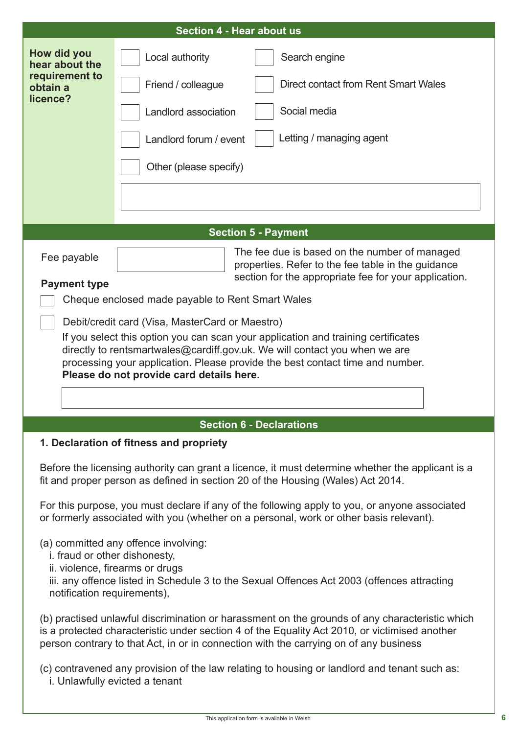## Section 4 - Hear about us

**How did you hear about the requirement to obtain a licence?**

- [ ] Local authority
- [ ] Search engine
- [ ] Friend / colleague
- [ ] Direct contact from Rent Smart Wales
- [ ] Landlord association
- [ ] Social media
- [ ] Landlord forum / event
- [ ] Letting / managing agent
- [ ] Other (please specify)

## Section 5 - Payment

Fee payable

The fee due is based on the number of managed properties. Refer to the fee table in the guidance section for the appropriate fee for your application.

**Payment type**

- [ ] Cheque enclosed made payable to Rent Smart Wales
- [ ] Debit/credit card (Visa, MasterCard or Maestro)

If you select this option you can scan your application and training certificates directly to rentsmartwales@cardiff.gov.uk. We will contact you when we are processing your application. Please provide the best contact time and number. **Please do not provide card details here.**

## Section 6 - Declarations

**1. Declaration of fitness and propriety**

Before the licensing authority can grant a licence, it must determine whether the applicant is a fit and proper person as defined in section 20 of the Housing (Wales) Act 2014.

For this purpose, you must declare if any of the following apply to you, or anyone associated or formerly associated with you (whether on a personal, work or other basis relevant).

(a) committed any offence involving:
- i. fraud or other dishonesty,
- ii. violence, firearms or drugs
- iii. any offence listed in Schedule 3 to the Sexual Offences Act 2003 (offences attracting notification requirements),

(b) practised unlawful discrimination or harassment on the grounds of any characteristic which is a protected characteristic under section 4 of the Equality Act 2010, or victimised another person contrary to that Act, in or in connection with the carrying on of any business

(c) contravened any provision of the law relating to housing or landlord and tenant such as:
- i. Unlawfully evicted a tenant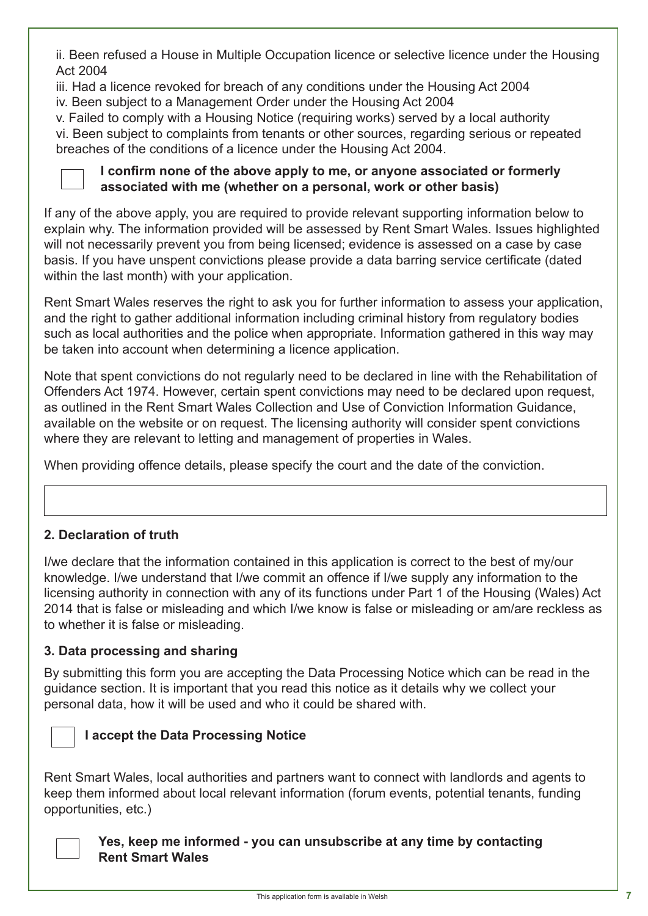ii. Been refused a House in Multiple Occupation licence or selective licence under the Housing Act 2004

iii. Had a licence revoked for breach of any conditions under the Housing Act 2004

iv. Been subject to a Management Order under the Housing Act 2004

v. Failed to comply with a Housing Notice (requiring works) served by a local authority

vi. Been subject to complaints from tenants or other sources, regarding serious or repeated breaches of the conditions of a licence under the Housing Act 2004.

☐ **I confirm none of the above apply to me, or anyone associated or formerly associated with me (whether on a personal, work or other basis)**

If any of the above apply, you are required to provide relevant supporting information below to explain why. The information provided will be assessed by Rent Smart Wales. Issues highlighted will not necessarily prevent you from being licensed; evidence is assessed on a case by case basis. If you have unspent convictions please provide a data barring service certificate (dated within the last month) with your application.

Rent Smart Wales reserves the right to ask you for further information to assess your application, and the right to gather additional information including criminal history from regulatory bodies such as local authorities and the police when appropriate. Information gathered in this way may be taken into account when determining a licence application.

Note that spent convictions do not regularly need to be declared in line with the Rehabilitation of Offenders Act 1974. However, certain spent convictions may need to be declared upon request, as outlined in the Rent Smart Wales Collection and Use of Conviction Information Guidance, available on the website or on request. The licensing authority will consider spent convictions where they are relevant to letting and management of properties in Wales.

When providing offence details, please specify the court and the date of the conviction.

| |
|---|
| |

**2. Declaration of truth**

I/we declare that the information contained in this application is correct to the best of my/our knowledge. I/we understand that I/we commit an offence if I/we supply any information to the licensing authority in connection with any of its functions under Part 1 of the Housing (Wales) Act 2014 that is false or misleading and which I/we know is false or misleading or am/are reckless as to whether it is false or misleading.

**3. Data processing and sharing**

By submitting this form you are accepting the Data Processing Notice which can be read in the guidance section. It is important that you read this notice as it details why we collect your personal data, how it will be used and who it could be shared with.

☐ **I accept the Data Processing Notice**

Rent Smart Wales, local authorities and partners want to connect with landlords and agents to keep them informed about local relevant information (forum events, potential tenants, funding opportunities, etc.)

☐ **Yes, keep me informed - you can unsubscribe at any time by contacting Rent Smart Wales**

This application form is available in Welsh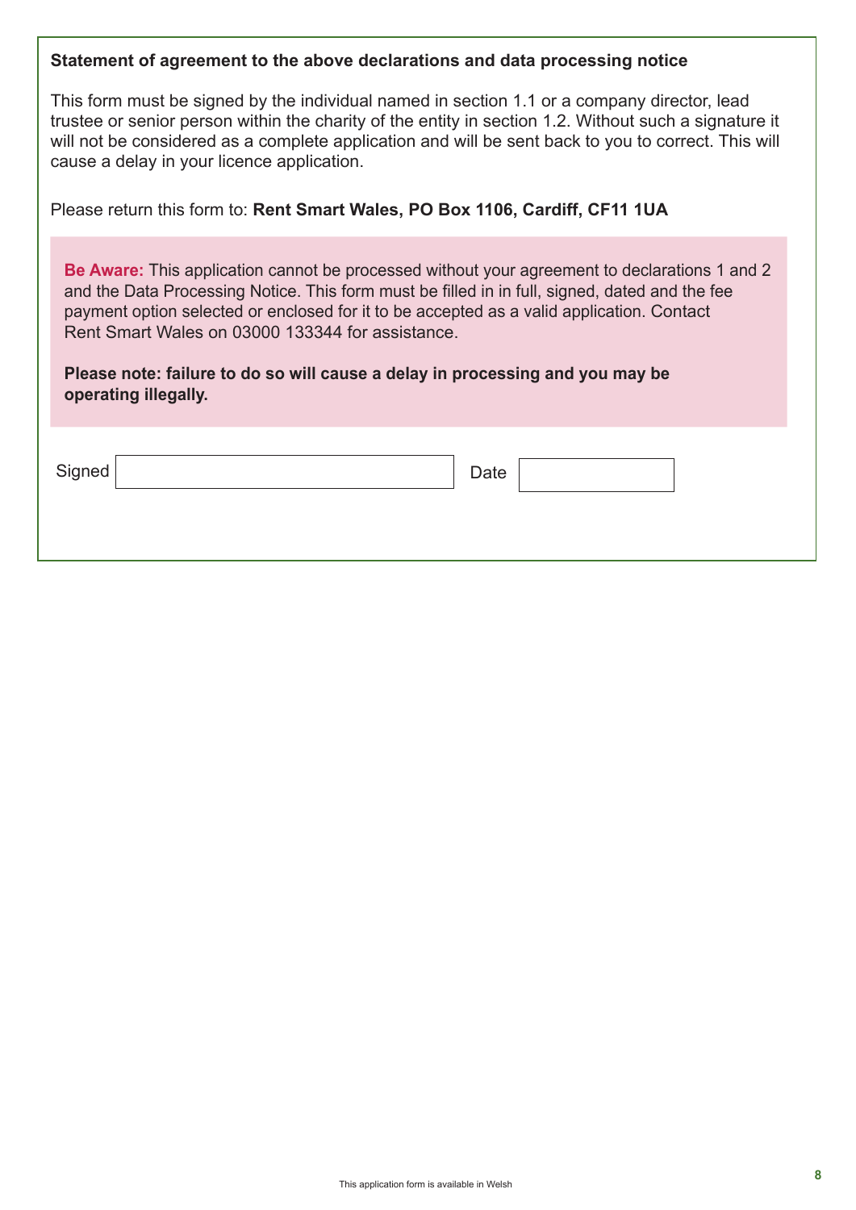**Statement of agreement to the above declarations and data processing notice**

This form must be signed by the individual named in section 1.1 or a company director, lead trustee or senior person within the charity of the entity in section 1.2. Without such a signature it will not be considered as a complete application and will be sent back to you to correct. This will cause a delay in your licence application.

Please return this form to: **Rent Smart Wales, PO Box 1106, Cardiff, CF11 1UA**

**Be Aware:** This application cannot be processed without your agreement to declarations 1 and 2 and the Data Processing Notice. This form must be filled in in full, signed, dated and the fee payment option selected or enclosed for it to be accepted as a valid application. Contact Rent Smart Wales on 03000 133344 for assistance.

**Please note: failure to do so will cause a delay in processing and you may be operating illegally.**

| Signed | | Date | |
|---|---|---|---|

This application form is available in Welsh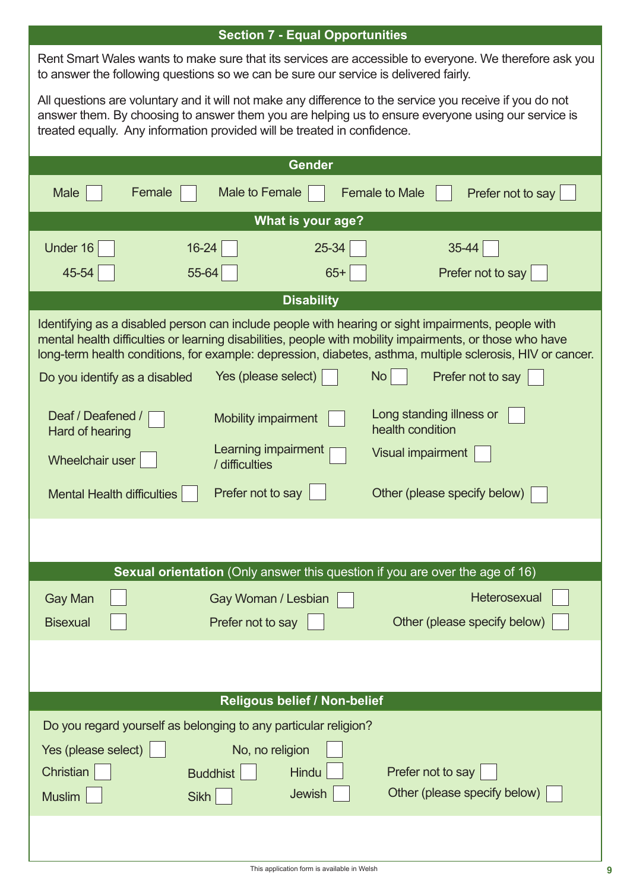## Section 7 - Equal Opportunities

Rent Smart Wales wants to make sure that its services are accessible to everyone. We therefore ask you to answer the following questions so we can be sure our service is delivered fairly.

All questions are voluntary and it will not make any difference to the service you receive if you do not answer them. By choosing to answer them you are helping us to ensure everyone using our service is treated equally. Any information provided will be treated in confidence.

### Gender

Male ☐ Female ☐ Male to Female ☐ Female to Male ☐ Prefer not to say ☐

### What is your age?

Under 16 ☐ 16-24 ☐ 25-34 ☐ 35-44 ☐

45-54 ☐ 55-64 ☐ 65+ ☐ Prefer not to say ☐

### Disability

Identifying as a disabled person can include people with hearing or sight impairments, people with mental health difficulties or learning disabilities, people with mobility impairments, or those who have long-term health conditions, for example: depression, diabetes, asthma, multiple sclerosis, HIV or cancer.

Do you identify as a disabled Yes (please select) ☐ No ☐ Prefer not to say ☐

Deaf / Deafened / Hard of hearing ☐ Mobility impairment ☐ Long standing illness or health condition ☐

Wheelchair user ☐ Learning impairment / difficulties ☐ Visual impairment ☐

Mental Health difficulties ☐ Prefer not to say ☐ Other (please specify below) ☐

### Sexual orientation (Only answer this question if you are over the age of 16)

Gay Man ☐ Gay Woman / Lesbian ☐ Heterosexual ☐

Bisexual ☐ Prefer not to say ☐ Other (please specify below) ☐

### Religous belief / Non-belief

Do you regard yourself as belonging to any particular religion?

Yes (please select) ☐ No, no religion ☐

Christian ☐ Buddhist ☐ Hindu ☐ Prefer not to say ☐

Muslim ☐ Sikh ☐ Jewish ☐ Other (please specify below) ☐

This application form is available in Welsh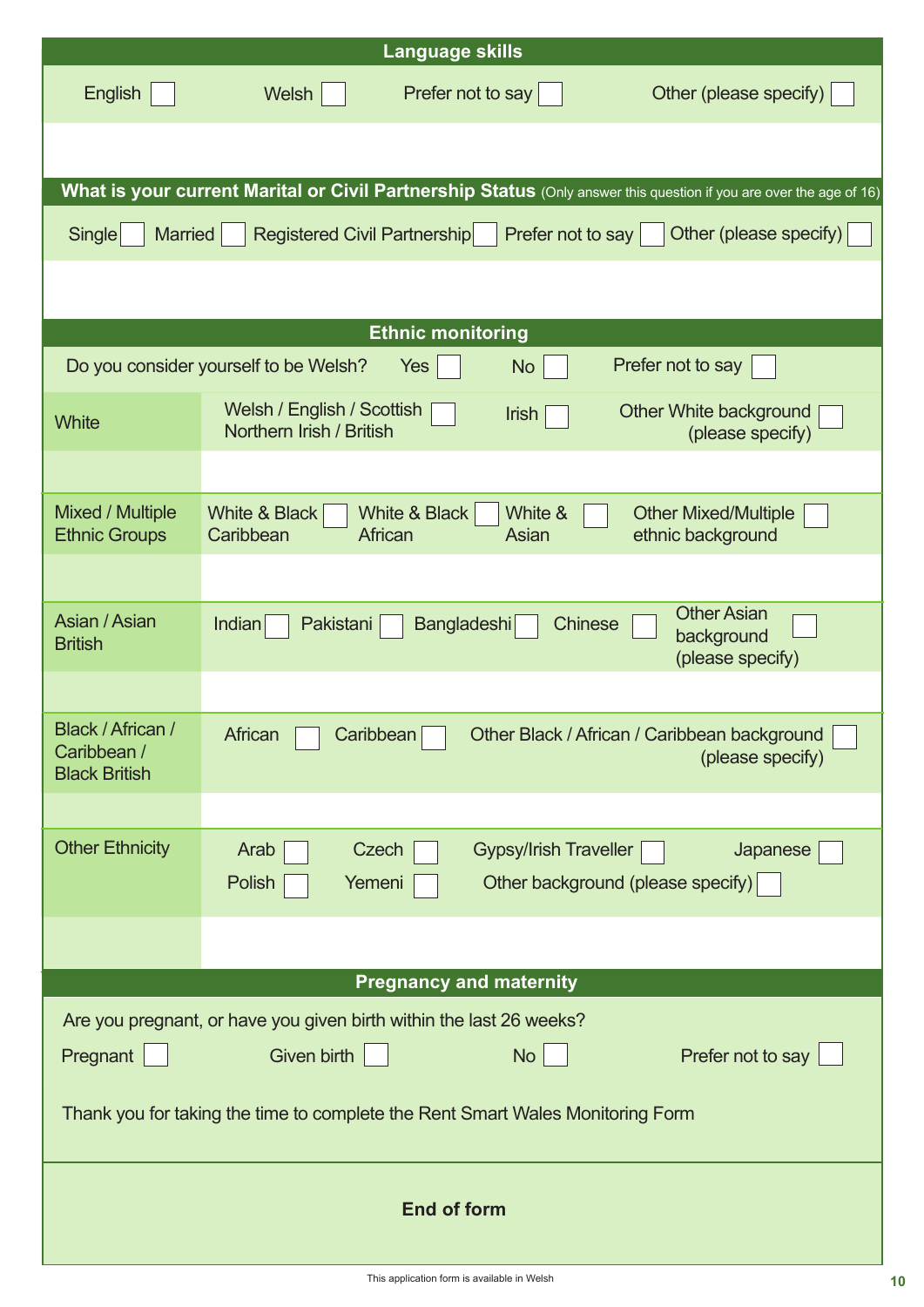## Language skills

English ☐ Welsh ☐ Prefer not to say ☐ Other (please specify) ☐

## What is your current Marital or Civil Partnership Status (Only answer this question if you are over the age of 16)

Single ☐ Married ☐ Registered Civil Partnership ☐ Prefer not to say ☐ Other (please specify) ☐

## Ethnic monitoring

Do you consider yourself to be Welsh? Yes ☐ No ☐ Prefer not to say ☐

| Group | Options |
| --- | --- |
| White | Welsh / English / Scottish Northern Irish / British ☐ Irish ☐ Other White background (please specify) ☐ |
| | |
| Mixed / Multiple Ethnic Groups | White & Black Caribbean ☐ White & Black African ☐ White & Asian ☐ Other Mixed/Multiple ethnic background ☐ |
| | |
| Asian / Asian British | Indian ☐ Pakistani ☐ Bangladeshi ☐ Chinese ☐ Other Asian background (please specify) ☐ |
| | |
| Black / African / Caribbean / Black British | African ☐ Caribbean ☐ Other Black / African / Caribbean background (please specify) ☐ |
| | |
| Other Ethnicity | Arab ☐ Czech ☐ Gypsy/Irish Traveller ☐ Japanese ☐ Polish ☐ Yemeni ☐ Other background (please specify) ☐ |
| | |

## Pregnancy and maternity

Are you pregnant, or have you given birth within the last 26 weeks?

Pregnant ☐ Given birth ☐ No ☐ Prefer not to say ☐

Thank you for taking the time to complete the Rent Smart Wales Monitoring Form

**End of form**

This application form is available in Welsh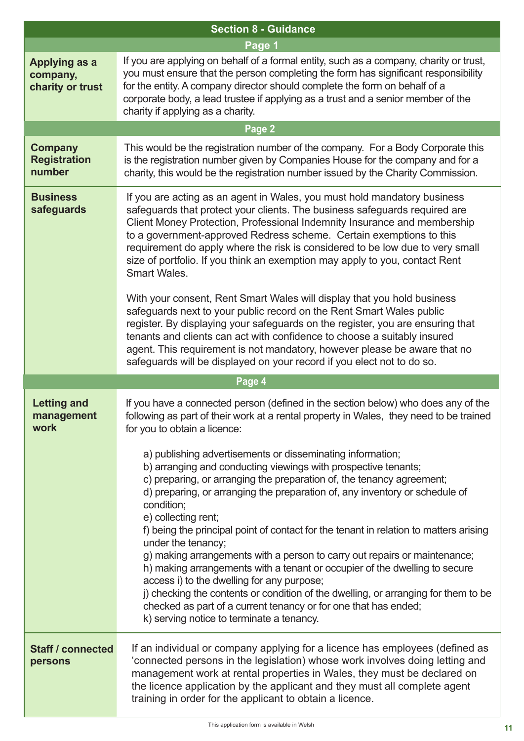| Section 8 - Guidance | |
|---|---|
| **Page 1** | |
| **Applying as a company, charity or trust** | If you are applying on behalf of a formal entity, such as a company, charity or trust, you must ensure that the person completing the form has significant responsibility for the entity. A company director should complete the form on behalf of a corporate body, a lead trustee if applying as a trust and a senior member of the charity if applying as a charity. |
| **Page 2** | |
| **Company Registration number** | This would be the registration number of the company. For a Body Corporate this is the registration number given by Companies House for the company and for a charity, this would be the registration number issued by the Charity Commission. |
| **Business safeguards** | If you are acting as an agent in Wales, you must hold mandatory business safeguards that protect your clients. The business safeguards required are Client Money Protection, Professional Indemnity Insurance and membership to a government-approved Redress scheme. Certain exemptions to this requirement do apply where the risk is considered to be low due to very small size of portfolio. If you think an exemption may apply to you, contact Rent Smart Wales.<br><br>With your consent, Rent Smart Wales will display that you hold business safeguards next to your public record on the Rent Smart Wales public register. By displaying your safeguards on the register, you are ensuring that tenants and clients can act with confidence to choose a suitably insured agent. This requirement is not mandatory, however please be aware that no safeguards will be displayed on your record if you elect not to do so. |
| **Page 4** | |
| **Letting and management work** | If you have a connected person (defined in the section below) who does any of the following as part of their work at a rental property in Wales, they need to be trained for you to obtain a licence:<br><br>a) publishing advertisements or disseminating information;<br>b) arranging and conducting viewings with prospective tenants;<br>c) preparing, or arranging the preparation of, the tenancy agreement;<br>d) preparing, or arranging the preparation of, any inventory or schedule of condition;<br>e) collecting rent;<br>f) being the principal point of contact for the tenant in relation to matters arising under the tenancy;<br>g) making arrangements with a person to carry out repairs or maintenance;<br>h) making arrangements with a tenant or occupier of the dwelling to secure access i) to the dwelling for any purpose;<br>j) checking the contents or condition of the dwelling, or arranging for them to be checked as part of a current tenancy or for one that has ended;<br>k) serving notice to terminate a tenancy. |
| **Staff / connected persons** | If an individual or company applying for a licence has employees (defined as 'connected persons in the legislation) whose work involves doing letting and management work at rental properties in Wales, they must be declared on the licence application by the applicant and they must all complete agent training in order for the applicant to obtain a licence. |

This application form is available in Welsh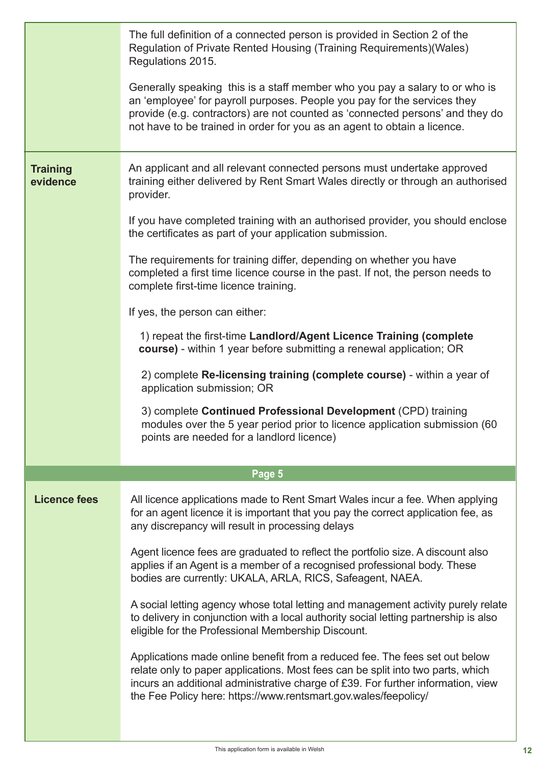The full definition of a connected person is provided in Section 2 of the Regulation of Private Rented Housing (Training Requirements)(Wales) Regulations 2015.

Generally speaking this is a staff member who you pay a salary to or who is an 'employee' for payroll purposes. People you pay for the services they provide (e.g. contractors) are not counted as 'connected persons' and they do not have to be trained in order for you as an agent to obtain a licence.

**Training evidence**

An applicant and all relevant connected persons must undertake approved training either delivered by Rent Smart Wales directly or through an authorised provider.

If you have completed training with an authorised provider, you should enclose the certificates as part of your application submission.

The requirements for training differ, depending on whether you have completed a first time licence course in the past. If not, the person needs to complete first-time licence training.

If yes, the person can either:

1) repeat the first-time **Landlord/Agent Licence Training (complete course)** - within 1 year before submitting a renewal application; OR

2) complete **Re-licensing training (complete course)** - within a year of application submission; OR

3) complete **Continued Professional Development** (CPD) training modules over the 5 year period prior to licence application submission (60 points are needed for a landlord licence)

## Page 5

**Licence fees**

All licence applications made to Rent Smart Wales incur a fee. When applying for an agent licence it is important that you pay the correct application fee, as any discrepancy will result in processing delays

Agent licence fees are graduated to reflect the portfolio size. A discount also applies if an Agent is a member of a recognised professional body. These bodies are currently: UKALA, ARLA, RICS, Safeagent, NAEA.

A social letting agency whose total letting and management activity purely relate to delivery in conjunction with a local authority social letting partnership is also eligible for the Professional Membership Discount.

Applications made online benefit from a reduced fee. The fees set out below relate only to paper applications. Most fees can be split into two parts, which incurs an additional administrative charge of £39. For further information, view the Fee Policy here: https://www.rentsmart.gov.wales/feepolicy/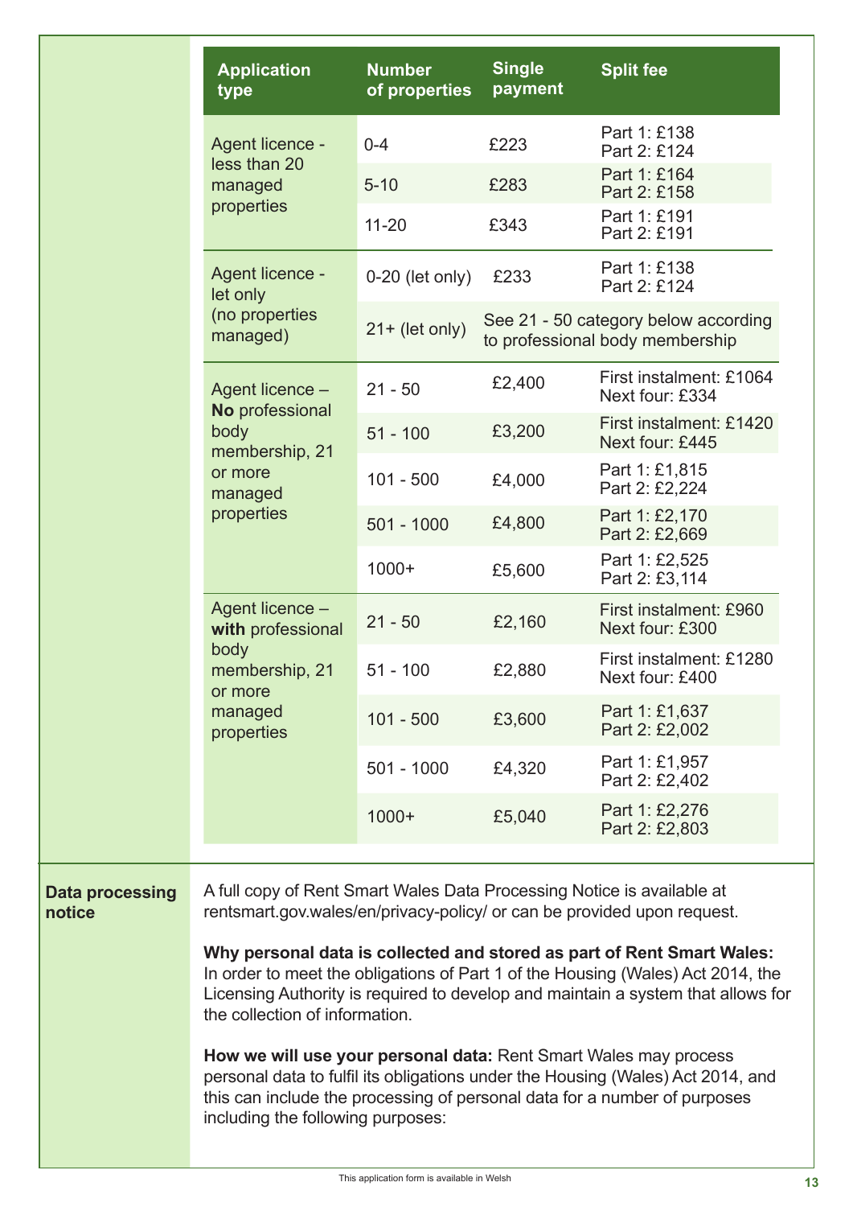| Application type | Number of properties | Single payment | Split fee |
|---|---|---|---|
| Agent licence - less than 20 managed properties | 0-4 | £223 | Part 1: £138<br>Part 2: £124 |
| | 5-10 | £283 | Part 1: £164<br>Part 2: £158 |
| | 11-20 | £343 | Part 1: £191<br>Part 2: £191 |
| Agent licence - let only (no properties managed) | 0-20 (let only) | £233 | Part 1: £138<br>Part 2: £124 |
| | 21+ (let only) | See 21 - 50 category below according to professional body membership | |
| Agent licence – **No** professional body membership, 21 or more managed properties | 21 - 50 | £2,400 | First instalment: £1064<br>Next four: £334 |
| | 51 - 100 | £3,200 | First instalment: £1420<br>Next four: £445 |
| | 101 - 500 | £4,000 | Part 1: £1,815<br>Part 2: £2,224 |
| | 501 - 1000 | £4,800 | Part 1: £2,170<br>Part 2: £2,669 |
| | 1000+ | £5,600 | Part 1: £2,525<br>Part 2: £3,114 |
| Agent licence – **with** professional body membership, 21 or more managed properties | 21 - 50 | £2,160 | First instalment: £960<br>Next four: £300 |
| | 51 - 100 | £2,880 | First instalment: £1280<br>Next four: £400 |
| | 101 - 500 | £3,600 | Part 1: £1,637<br>Part 2: £2,002 |
| | 501 - 1000 | £4,320 | Part 1: £1,957<br>Part 2: £2,402 |
| | 1000+ | £5,040 | Part 1: £2,276<br>Part 2: £2,803 |

**Data processing notice**

A full copy of Rent Smart Wales Data Processing Notice is available at rentsmart.gov.wales/en/privacy-policy/ or can be provided upon request.

**Why personal data is collected and stored as part of Rent Smart Wales:** In order to meet the obligations of Part 1 of the Housing (Wales) Act 2014, the Licensing Authority is required to develop and maintain a system that allows for the collection of information.

**How we will use your personal data:** Rent Smart Wales may process personal data to fulfil its obligations under the Housing (Wales) Act 2014, and this can include the processing of personal data for a number of purposes including the following purposes:

This application form is available in Welsh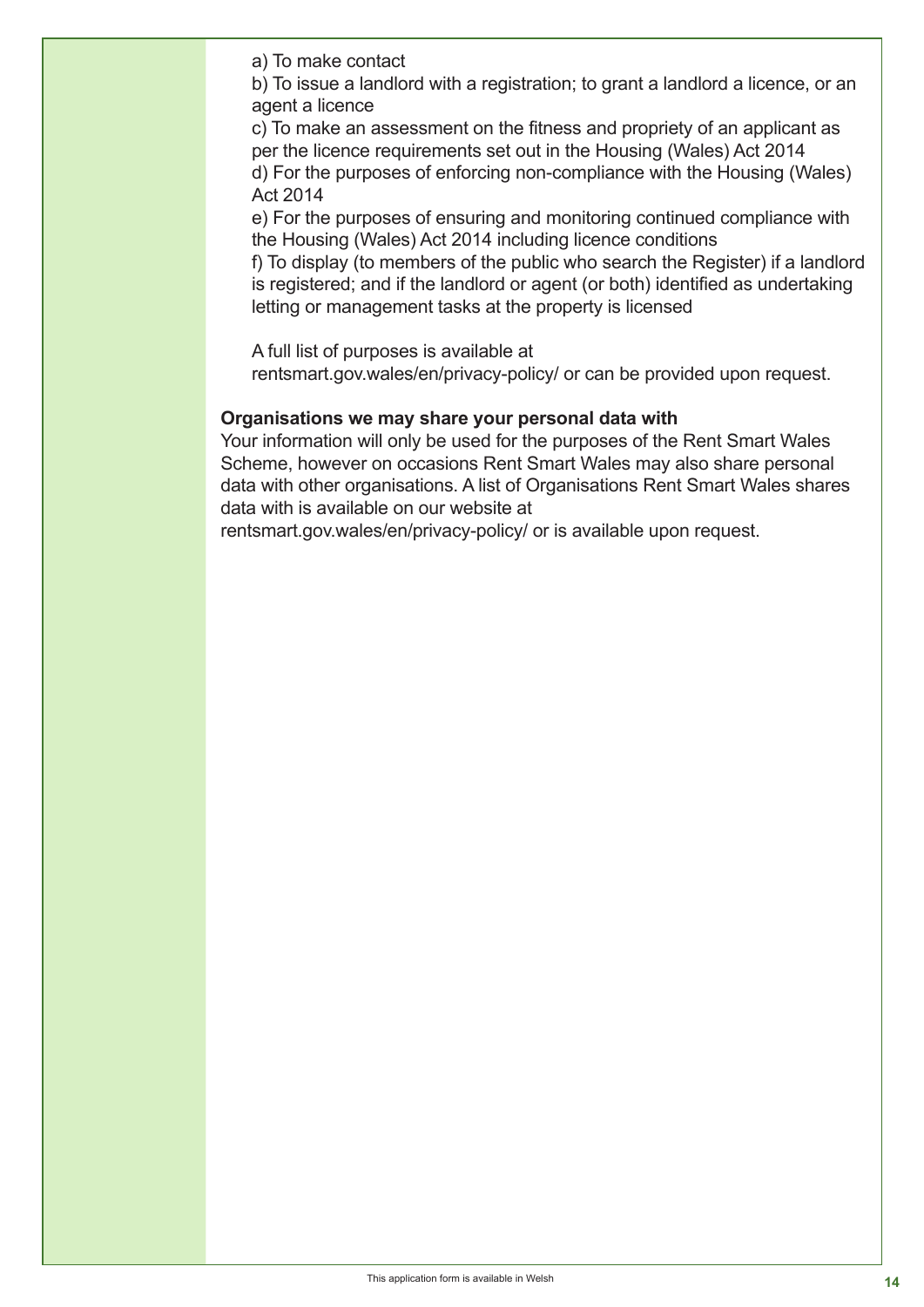a) To make contact

b) To issue a landlord with a registration; to grant a landlord a licence, or an agent a licence

c) To make an assessment on the fitness and propriety of an applicant as per the licence requirements set out in the Housing (Wales) Act 2014

d) For the purposes of enforcing non-compliance with the Housing (Wales) Act 2014

e) For the purposes of ensuring and monitoring continued compliance with the Housing (Wales) Act 2014 including licence conditions

f) To display (to members of the public who search the Register) if a landlord is registered; and if the landlord or agent (or both) identified as undertaking letting or management tasks at the property is licensed

A full list of purposes is available at rentsmart.gov.wales/en/privacy-policy/ or can be provided upon request.

**Organisations we may share your personal data with**

Your information will only be used for the purposes of the Rent Smart Wales Scheme, however on occasions Rent Smart Wales may also share personal data with other organisations. A list of Organisations Rent Smart Wales shares data with is available on our website at rentsmart.gov.wales/en/privacy-policy/ or is available upon request.

This application form is available in Welsh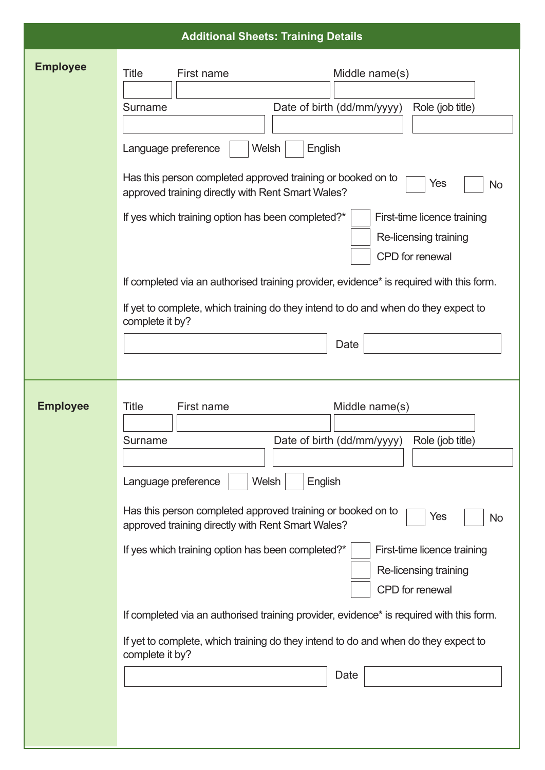## Additional Sheets: Training Details

**Employee**

Title | First name | Middle name(s)

Surname | Date of birth (dd/mm/yyyy) | Role (job title)

Language preference ☐ Welsh ☐ English

Has this person completed approved training or booked on to approved training directly with Rent Smart Wales? ☐ Yes ☐ No

If yes which training option has been completed?*

☐ First-time licence training

☐ Re-licensing training

☐ CPD for renewal

If completed via an authorised training provider, evidence* is required with this form.

If yet to complete, which training do they intend to do and when do they expect to complete it by?

Date

**Employee**

Title | First name | Middle name(s)

Surname | Date of birth (dd/mm/yyyy) | Role (job title)

Language preference ☐ Welsh ☐ English

Has this person completed approved training or booked on to approved training directly with Rent Smart Wales? ☐ Yes ☐ No

If yes which training option has been completed?*

☐ First-time licence training

☐ Re-licensing training

☐ CPD for renewal

If completed via an authorised training provider, evidence* is required with this form.

If yet to complete, which training do they intend to do and when do they expect to complete it by?

Date